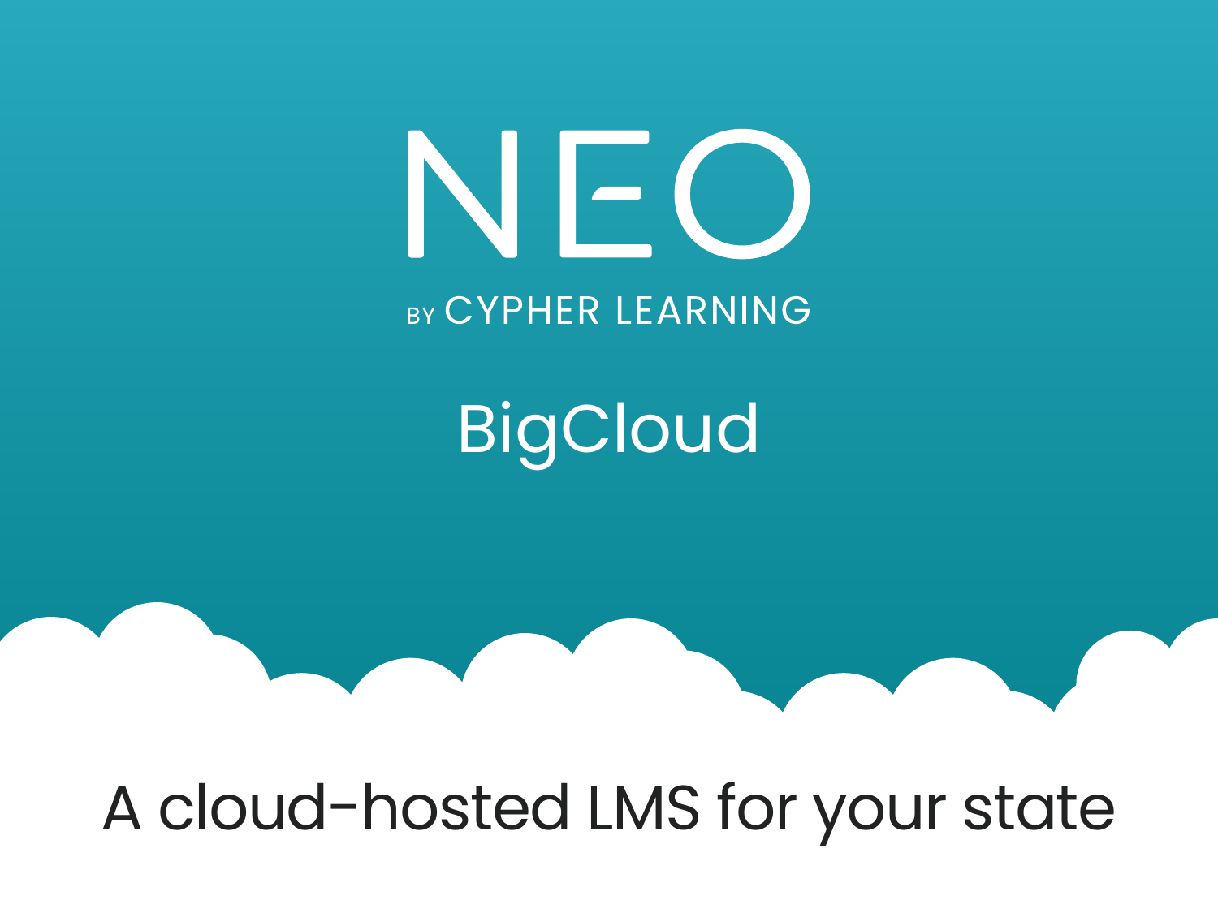# NEO

BY CYPHER LEARNING

## BigCloud

A cloud-hosted LMS for your state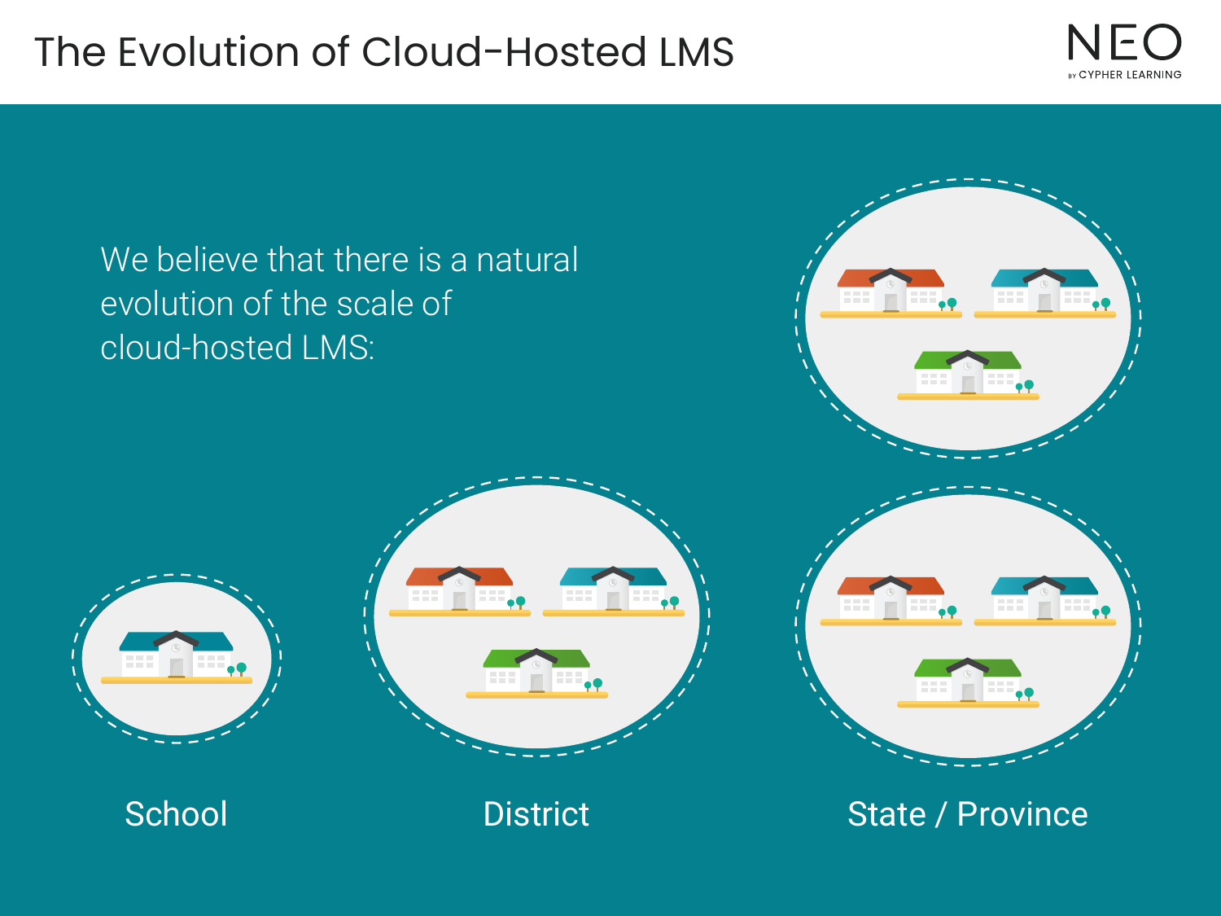# The Evolution of Cloud-Hosted LMS

We believe that there is a natural evolution of the scale of cloud-hosted LMS:

School

District

State / Province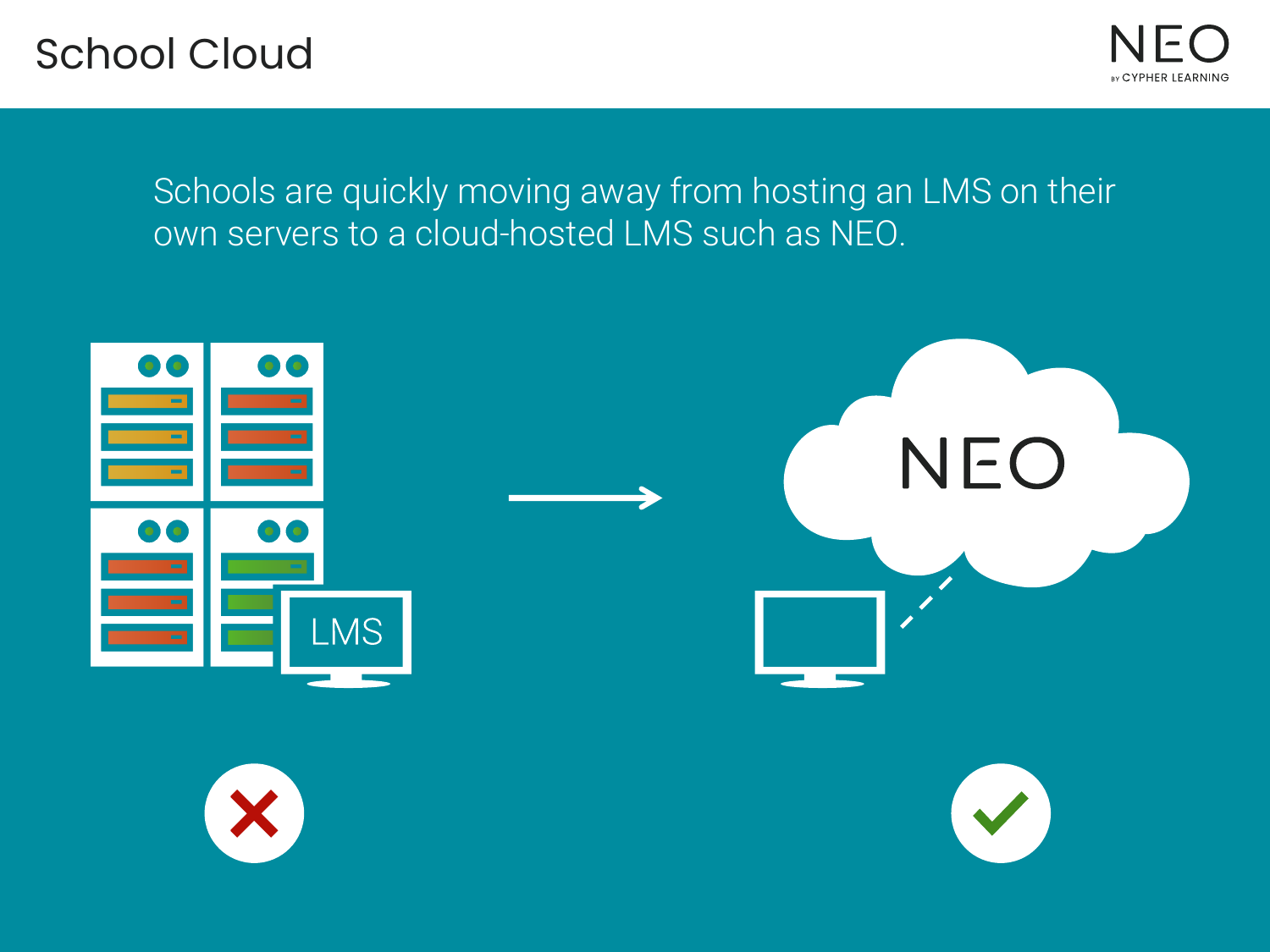# School Cloud

Schools are quickly moving away from hosting an LMS on their own servers to a cloud-hosted LMS such as NEO.

LMS

NEO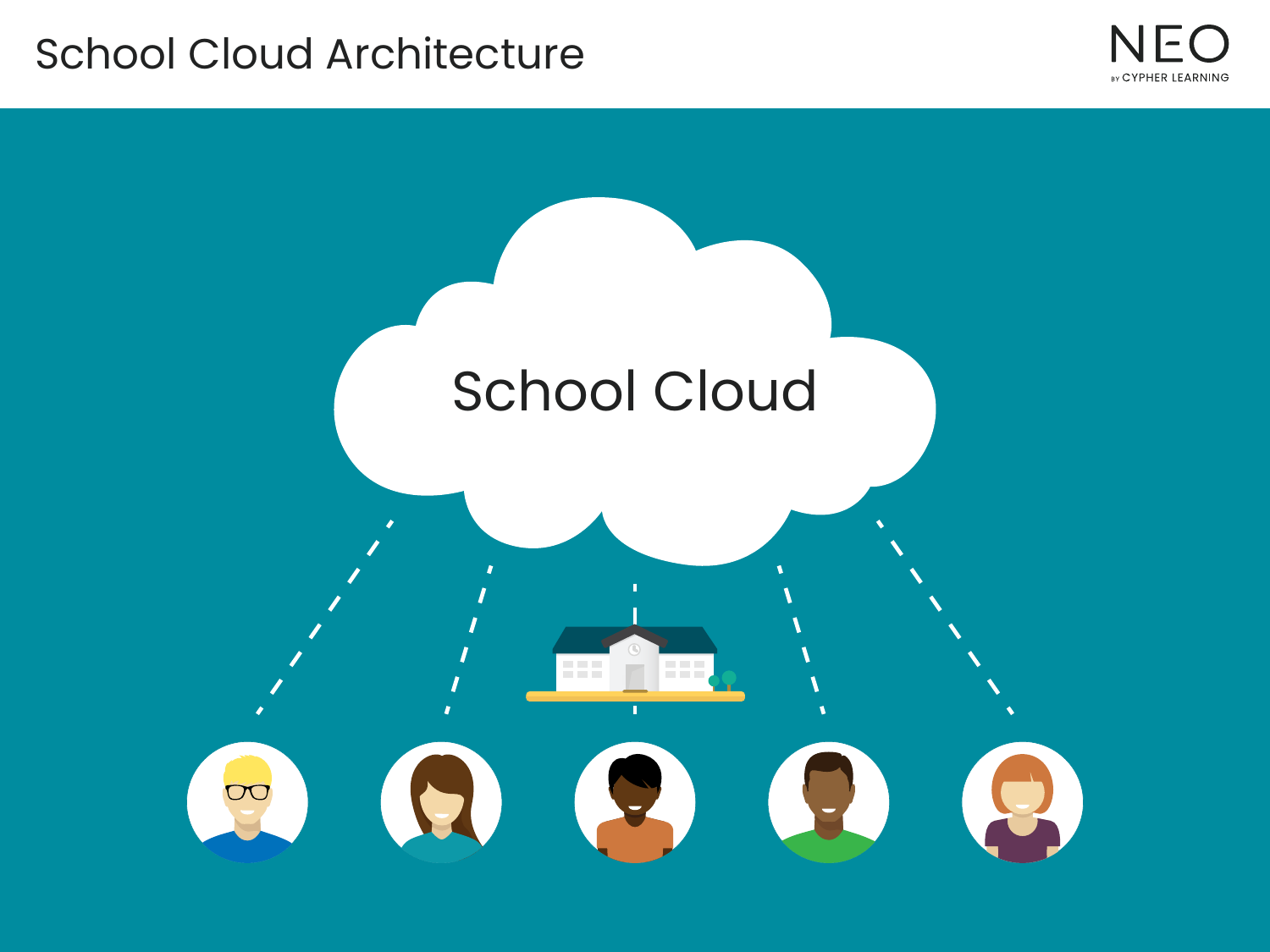# School Cloud Architecture

School Cloud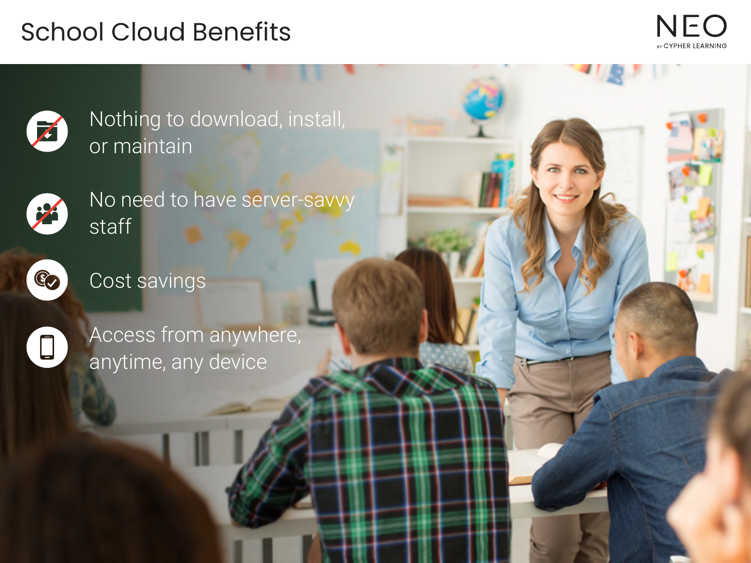# School Cloud Benefits

- Nothing to download, install, or maintain
- No need to have server-savvy staff
- Cost savings
- Access from anywhere, anytime, any device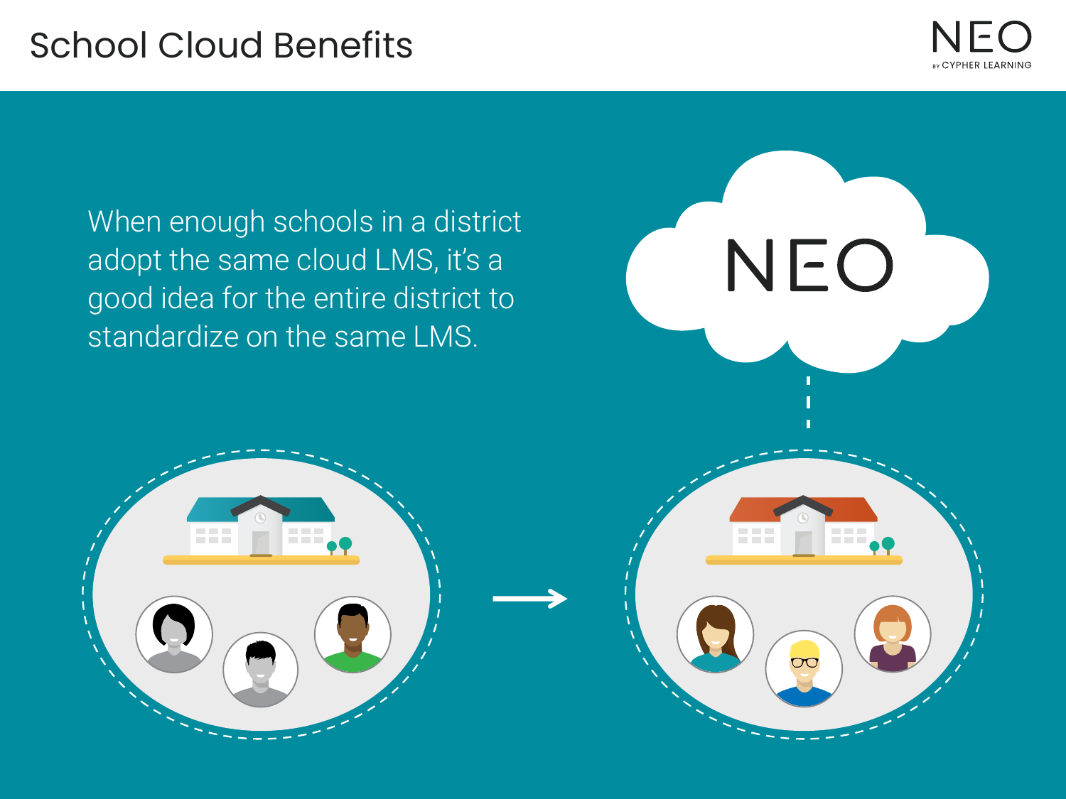# School Cloud Benefits

When enough schools in a district adopt the same cloud LMS, it's a good idea for the entire district to standardize on the same LMS.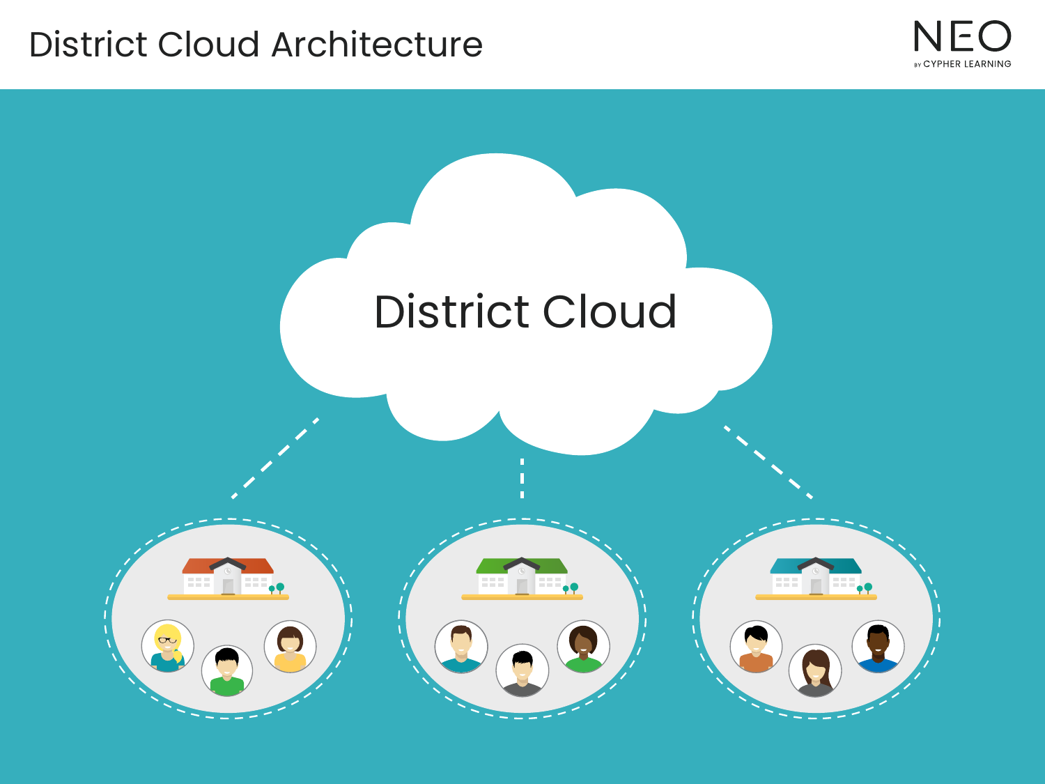# District Cloud Architecture

District Cloud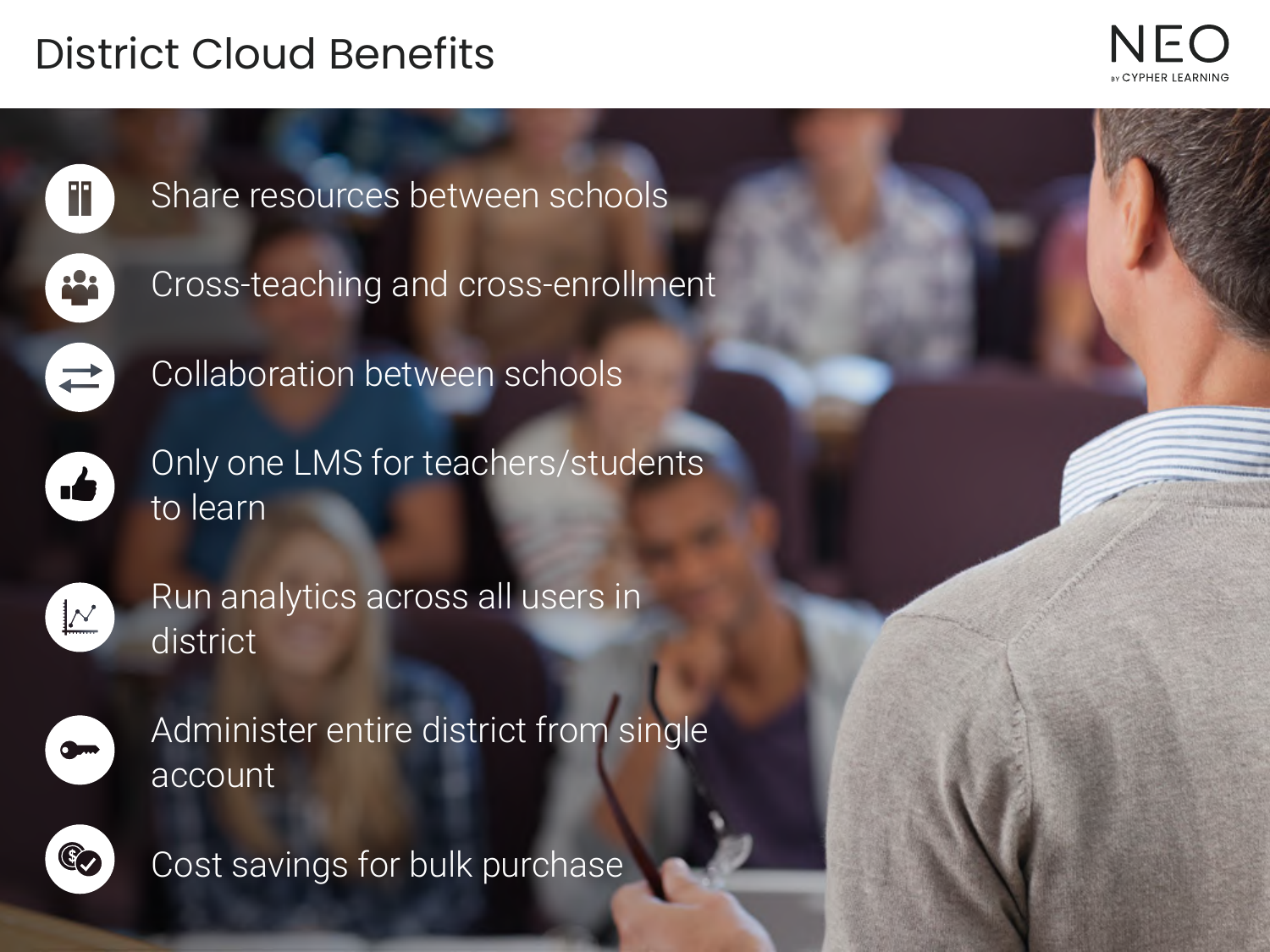# District Cloud Benefits

- Share resources between schools
- Cross-teaching and cross-enrollment
- Collaboration between schools
- Only one LMS for teachers/students to learn
- Run analytics across all users in district
- Administer entire district from single account
- Cost savings for bulk purchase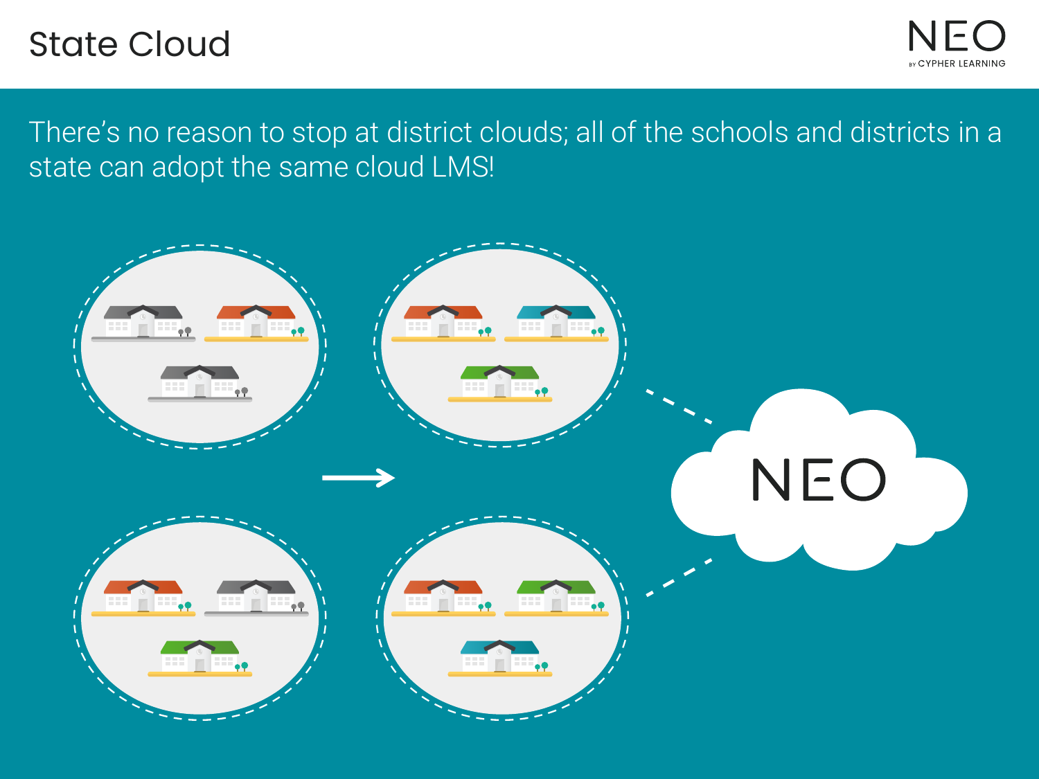# State Cloud

There's no reason to stop at district clouds; all of the schools and districts in a state can adopt the same cloud LMS!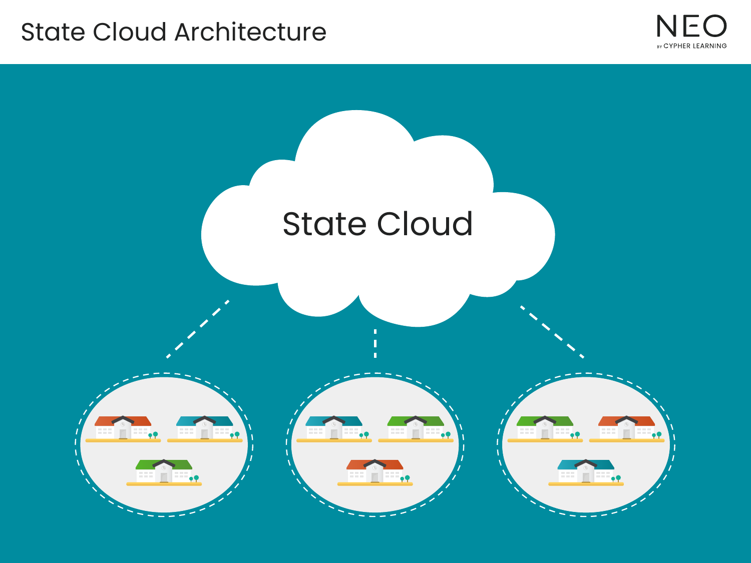# State Cloud Architecture

State Cloud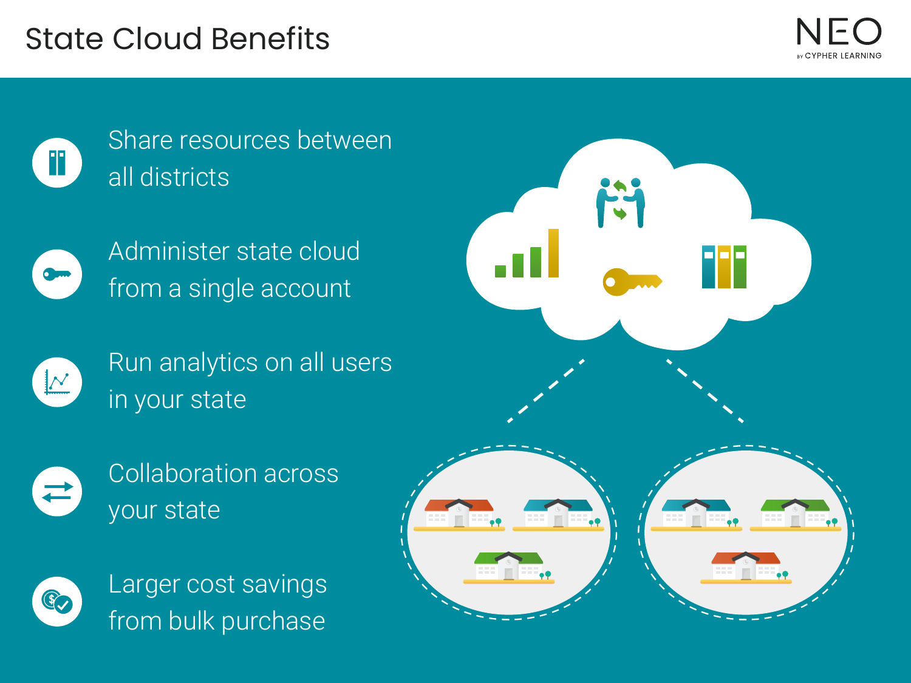# State Cloud Benefits

- Share resources between all districts
- Administer state cloud from a single account
- Run analytics on all users in your state
- Collaboration across your state
- Larger cost savings from bulk purchase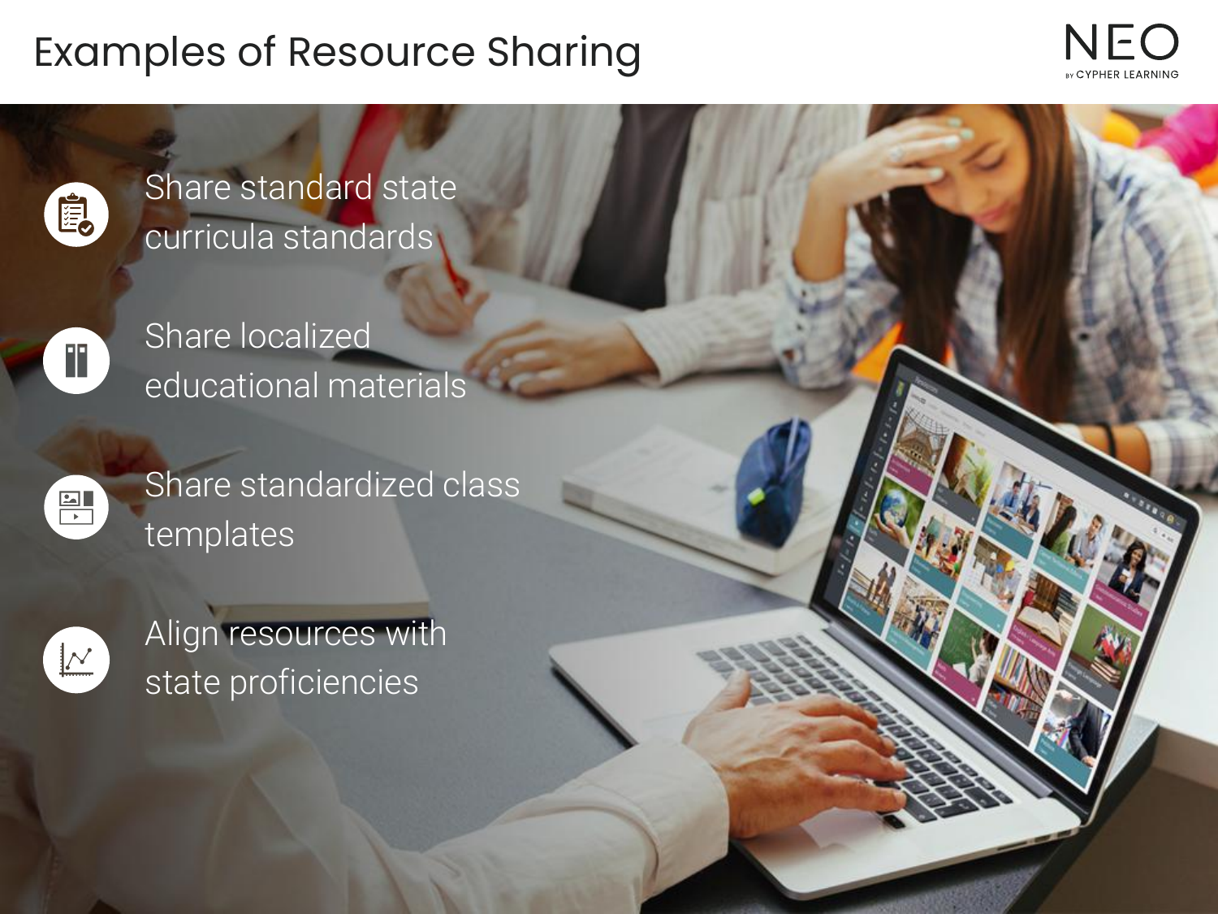# Examples of Resource Sharing

- Share standard state curricula standards
- Share localized educational materials
- Share standardized class templates
- Align resources with state proficiencies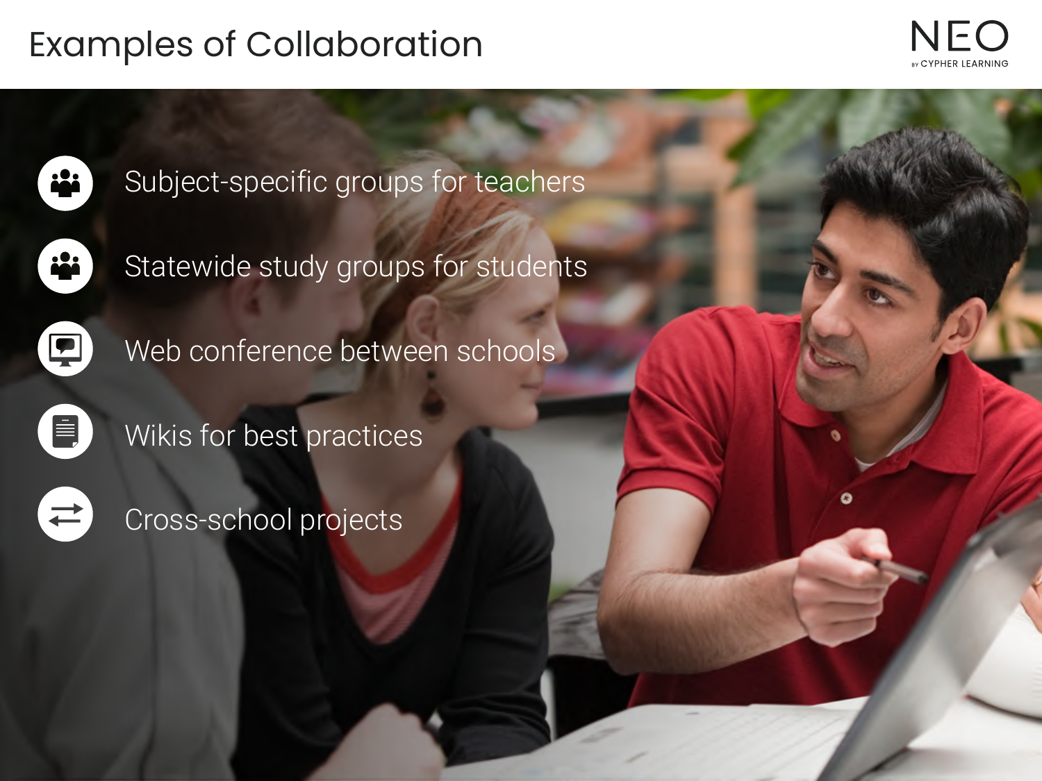# Examples of Collaboration

- Subject-specific groups for teachers
- Statewide study groups for students
- Web conference between schools
- Wikis for best practices
- Cross-school projects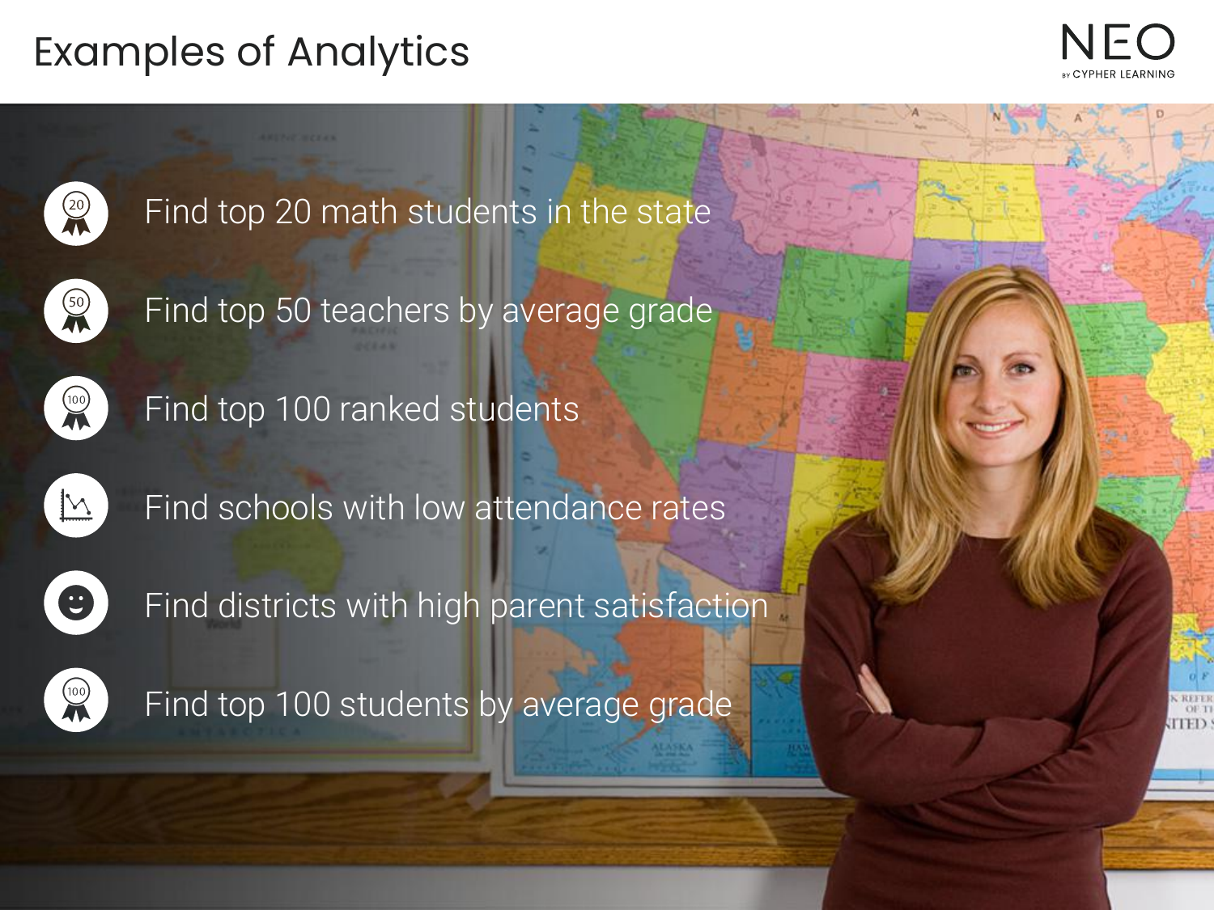# Examples of Analytics

- Find top 20 math students in the state
- Find top 50 teachers by average grade
- Find top 100 ranked students
- Find schools with low attendance rates
- Find districts with high parent satisfaction
- Find top 100 students by average grade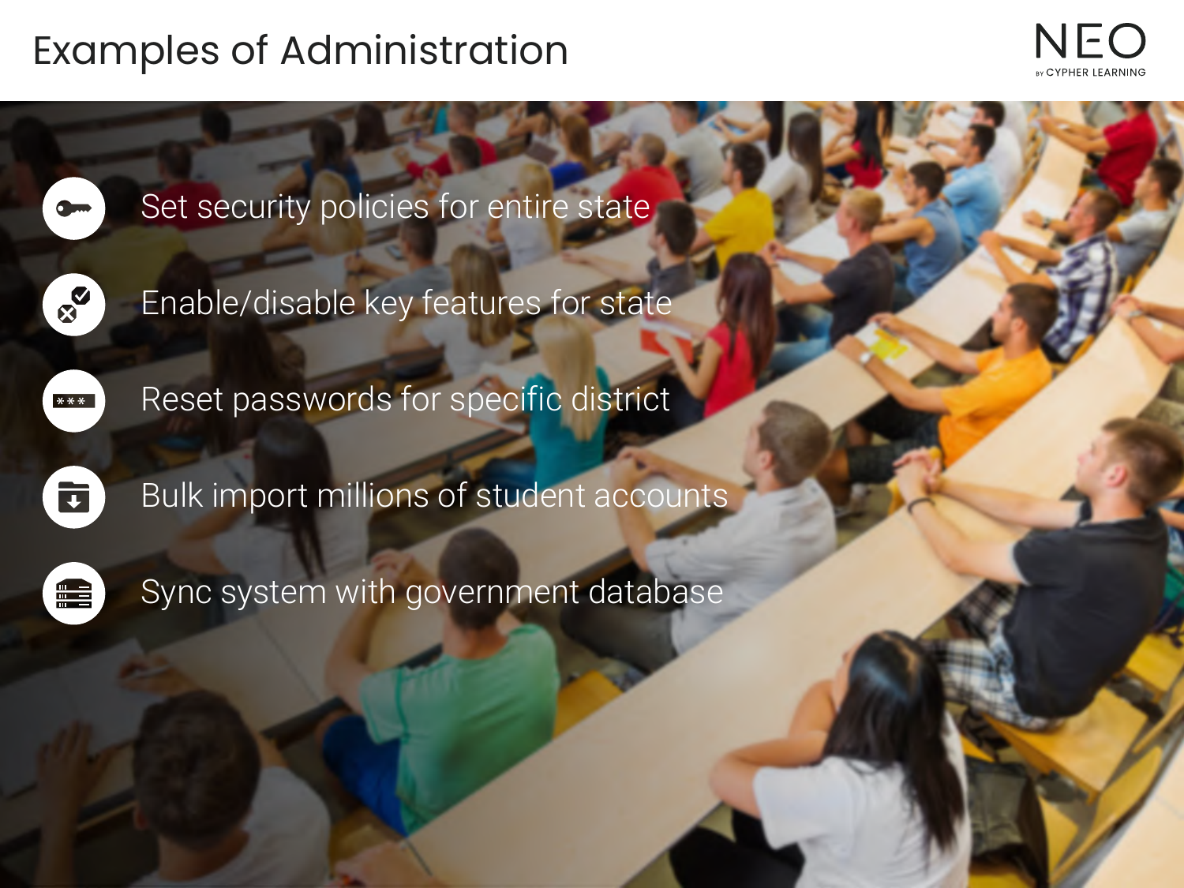# Examples of Administration

- Set security policies for entire state
- Enable/disable key features for state
- Reset passwords for specific district
- Bulk import millions of student accounts
- Sync system with government database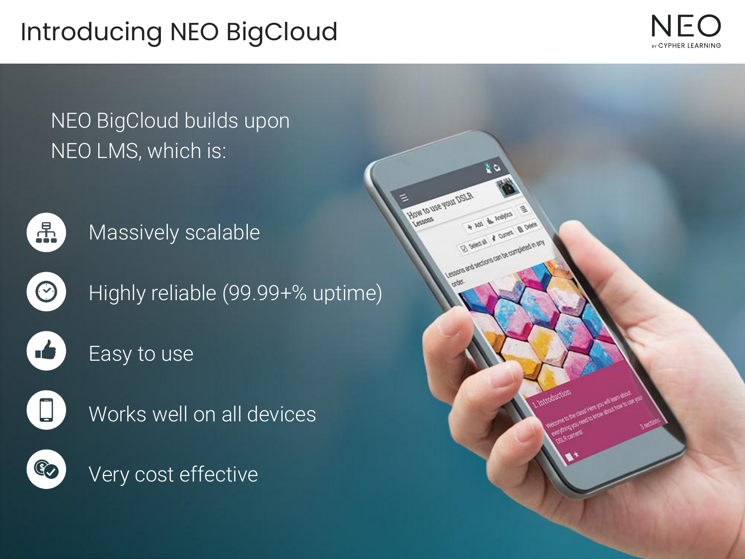# Introducing NEO BigCloud

NEO BigCloud builds upon NEO LMS, which is:

- Massively scalable
- Highly reliable (99.99+% uptime)
- Easy to use
- Works well on all devices
- Very cost effective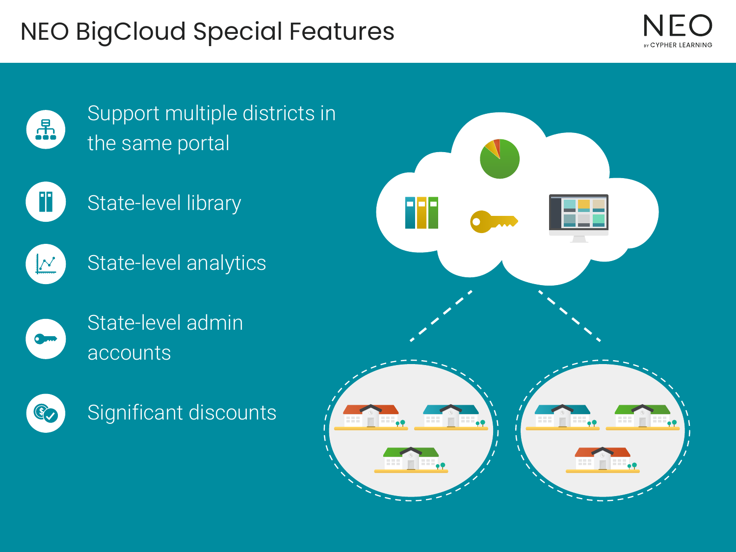# NEO BigCloud Special Features

- Support multiple districts in the same portal
- State-level library
- State-level analytics
- State-level admin accounts
- Significant discounts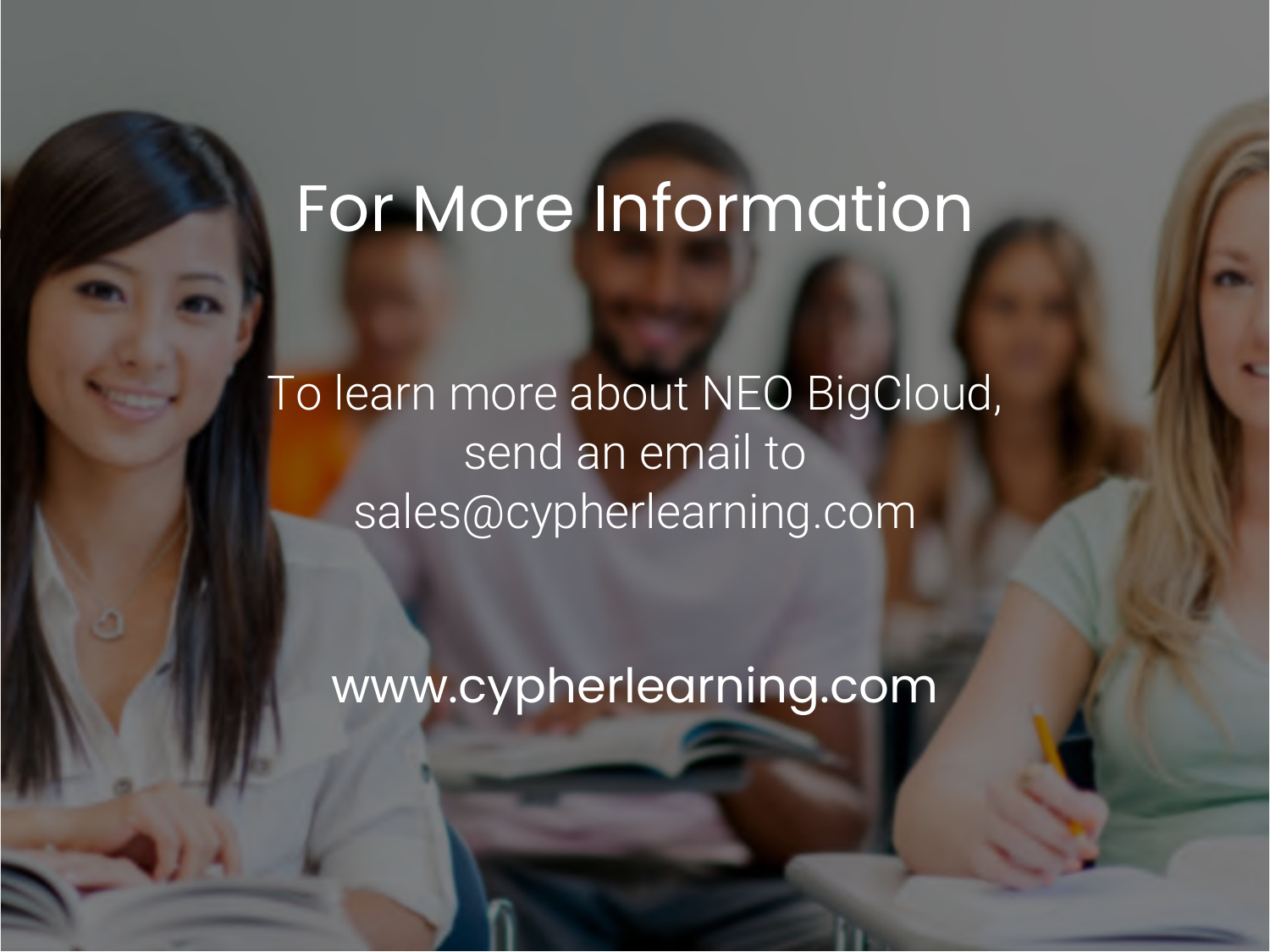# For More Information

To learn more about NEO BigCloud, send an email to sales@cypherlearning.com

www.cypherlearning.com